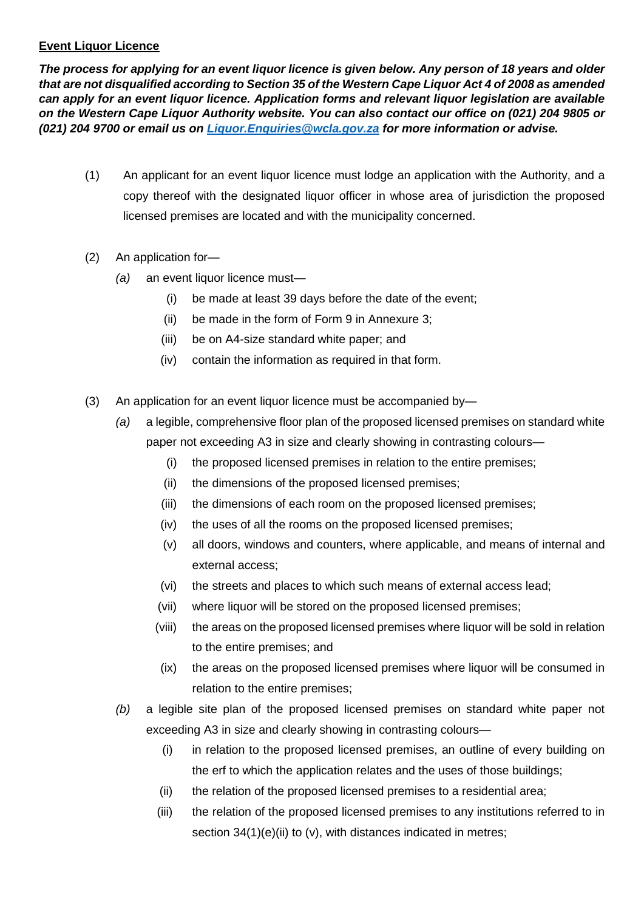**Event Liquor Licence**

***The process for applying for an event liquor licence is given below. Any person of 18 years and older that are not disqualified according to Section 35 of the Western Cape Liquor Act 4 of 2008 as amended can apply for an event liquor licence. Application forms and relevant liquor legislation are available on the Western Cape Liquor Authority website. You can also contact our office on (021) 204 9805 or (021) 204 9700 or email us on [Liquor.Enquiries@wcla.gov.za](mailto:Liquor.Enquiries@wcla.gov.za) for more information or advise.***

(1) An applicant for an event liquor licence must lodge an application with the Authority, and a copy thereof with the designated liquor officer in whose area of jurisdiction the proposed licensed premises are located and with the municipality concerned.

(2) An application for—

*(a)* an event liquor licence must—

(i) be made at least 39 days before the date of the event;

(ii) be made in the form of Form 9 in Annexure 3;

(iii) be on A4-size standard white paper; and

(iv) contain the information as required in that form.

(3) An application for an event liquor licence must be accompanied by—

*(a)* a legible, comprehensive floor plan of the proposed licensed premises on standard white paper not exceeding A3 in size and clearly showing in contrasting colours—

(i) the proposed licensed premises in relation to the entire premises;

(ii) the dimensions of the proposed licensed premises;

(iii) the dimensions of each room on the proposed licensed premises;

(iv) the uses of all the rooms on the proposed licensed premises;

(v) all doors, windows and counters, where applicable, and means of internal and external access;

(vi) the streets and places to which such means of external access lead;

(vii) where liquor will be stored on the proposed licensed premises;

(viii) the areas on the proposed licensed premises where liquor will be sold in relation to the entire premises; and

(ix) the areas on the proposed licensed premises where liquor will be consumed in relation to the entire premises;

*(b)* a legible site plan of the proposed licensed premises on standard white paper not exceeding A3 in size and clearly showing in contrasting colours—

(i) in relation to the proposed licensed premises, an outline of every building on the erf to which the application relates and the uses of those buildings;

(ii) the relation of the proposed licensed premises to a residential area;

(iii) the relation of the proposed licensed premises to any institutions referred to in section 34(1)(e)(ii) to (v), with distances indicated in metres;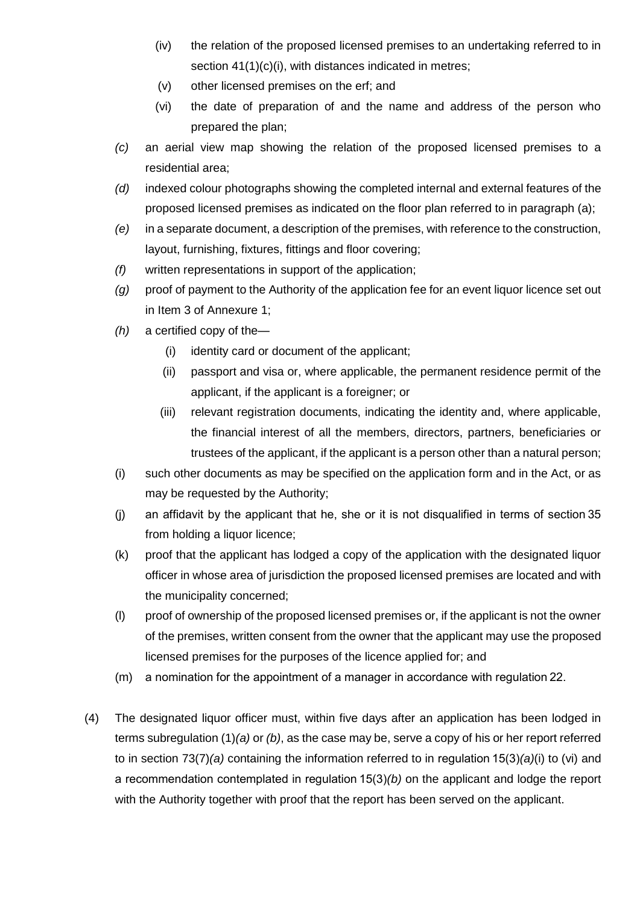(iv) the relation of the proposed licensed premises to an undertaking referred to in section 41(1)(c)(i), with distances indicated in metres;

(v) other licensed premises on the erf; and

(vi) the date of preparation of and the name and address of the person who prepared the plan;

*(c)* an aerial view map showing the relation of the proposed licensed premises to a residential area;

*(d)* indexed colour photographs showing the completed internal and external features of the proposed licensed premises as indicated on the floor plan referred to in paragraph (a);

*(e)* in a separate document, a description of the premises, with reference to the construction, layout, furnishing, fixtures, fittings and floor covering;

*(f)* written representations in support of the application;

*(g)* proof of payment to the Authority of the application fee for an event liquor licence set out in Item 3 of Annexure 1;

*(h)* a certified copy of the—

(i) identity card or document of the applicant;

(ii) passport and visa or, where applicable, the permanent residence permit of the applicant, if the applicant is a foreigner; or

(iii) relevant registration documents, indicating the identity and, where applicable, the financial interest of all the members, directors, partners, beneficiaries or trustees of the applicant, if the applicant is a person other than a natural person;

(i) such other documents as may be specified on the application form and in the Act, or as may be requested by the Authority;

(j) an affidavit by the applicant that he, she or it is not disqualified in terms of section 35 from holding a liquor licence;

(k) proof that the applicant has lodged a copy of the application with the designated liquor officer in whose area of jurisdiction the proposed licensed premises are located and with the municipality concerned;

(l) proof of ownership of the proposed licensed premises or, if the applicant is not the owner of the premises, written consent from the owner that the applicant may use the proposed licensed premises for the purposes of the licence applied for; and

(m) a nomination for the appointment of a manager in accordance with regulation 22.

(4) The designated liquor officer must, within five days after an application has been lodged in terms subregulation (1)*(a)* or *(b)*, as the case may be, serve a copy of his or her report referred to in section 73(7)*(a)* containing the information referred to in regulation 15(3)*(a)*(i) to (vi) and a recommendation contemplated in regulation 15(3)*(b)* on the applicant and lodge the report with the Authority together with proof that the report has been served on the applicant.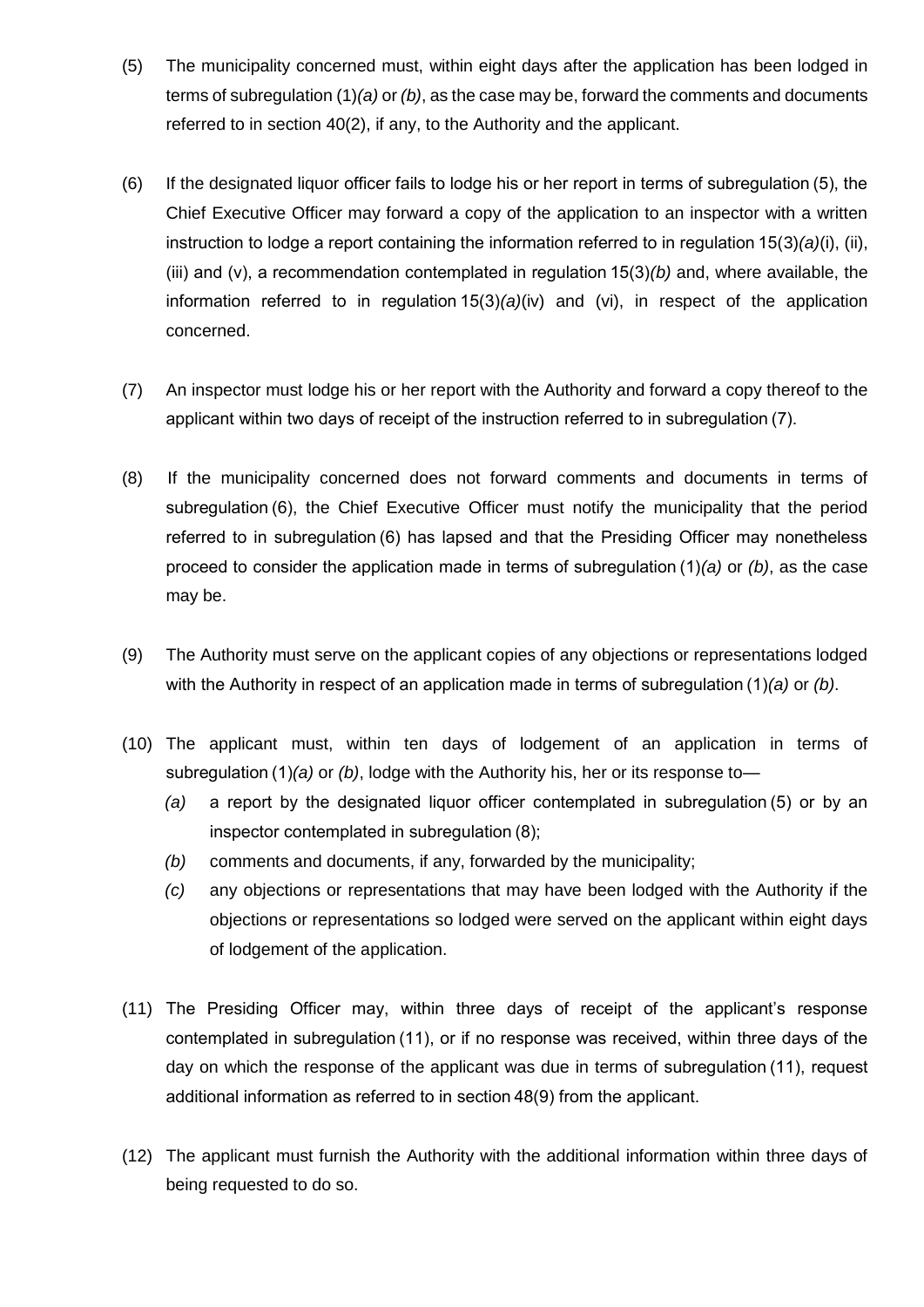(5) The municipality concerned must, within eight days after the application has been lodged in terms of subregulation (1)*(a)* or *(b)*, as the case may be, forward the comments and documents referred to in section 40(2), if any, to the Authority and the applicant.

(6) If the designated liquor officer fails to lodge his or her report in terms of subregulation (5), the Chief Executive Officer may forward a copy of the application to an inspector with a written instruction to lodge a report containing the information referred to in regulation 15(3)*(a)*(i), (ii), (iii) and (v), a recommendation contemplated in regulation 15(3)*(b)* and, where available, the information referred to in regulation 15(3)*(a)*(iv) and (vi), in respect of the application concerned.

(7) An inspector must lodge his or her report with the Authority and forward a copy thereof to the applicant within two days of receipt of the instruction referred to in subregulation (7).

(8) If the municipality concerned does not forward comments and documents in terms of subregulation (6), the Chief Executive Officer must notify the municipality that the period referred to in subregulation (6) has lapsed and that the Presiding Officer may nonetheless proceed to consider the application made in terms of subregulation (1)*(a)* or *(b)*, as the case may be.

(9) The Authority must serve on the applicant copies of any objections or representations lodged with the Authority in respect of an application made in terms of subregulation (1)*(a)* or *(b)*.

(10) The applicant must, within ten days of lodgement of an application in terms of subregulation (1)*(a)* or *(b)*, lodge with the Authority his, her or its response to—

*(a)* a report by the designated liquor officer contemplated in subregulation (5) or by an inspector contemplated in subregulation (8);

*(b)* comments and documents, if any, forwarded by the municipality;

*(c)* any objections or representations that may have been lodged with the Authority if the objections or representations so lodged were served on the applicant within eight days of lodgement of the application.

(11) The Presiding Officer may, within three days of receipt of the applicant's response contemplated in subregulation (11), or if no response was received, within three days of the day on which the response of the applicant was due in terms of subregulation (11), request additional information as referred to in section 48(9) from the applicant.

(12) The applicant must furnish the Authority with the additional information within three days of being requested to do so.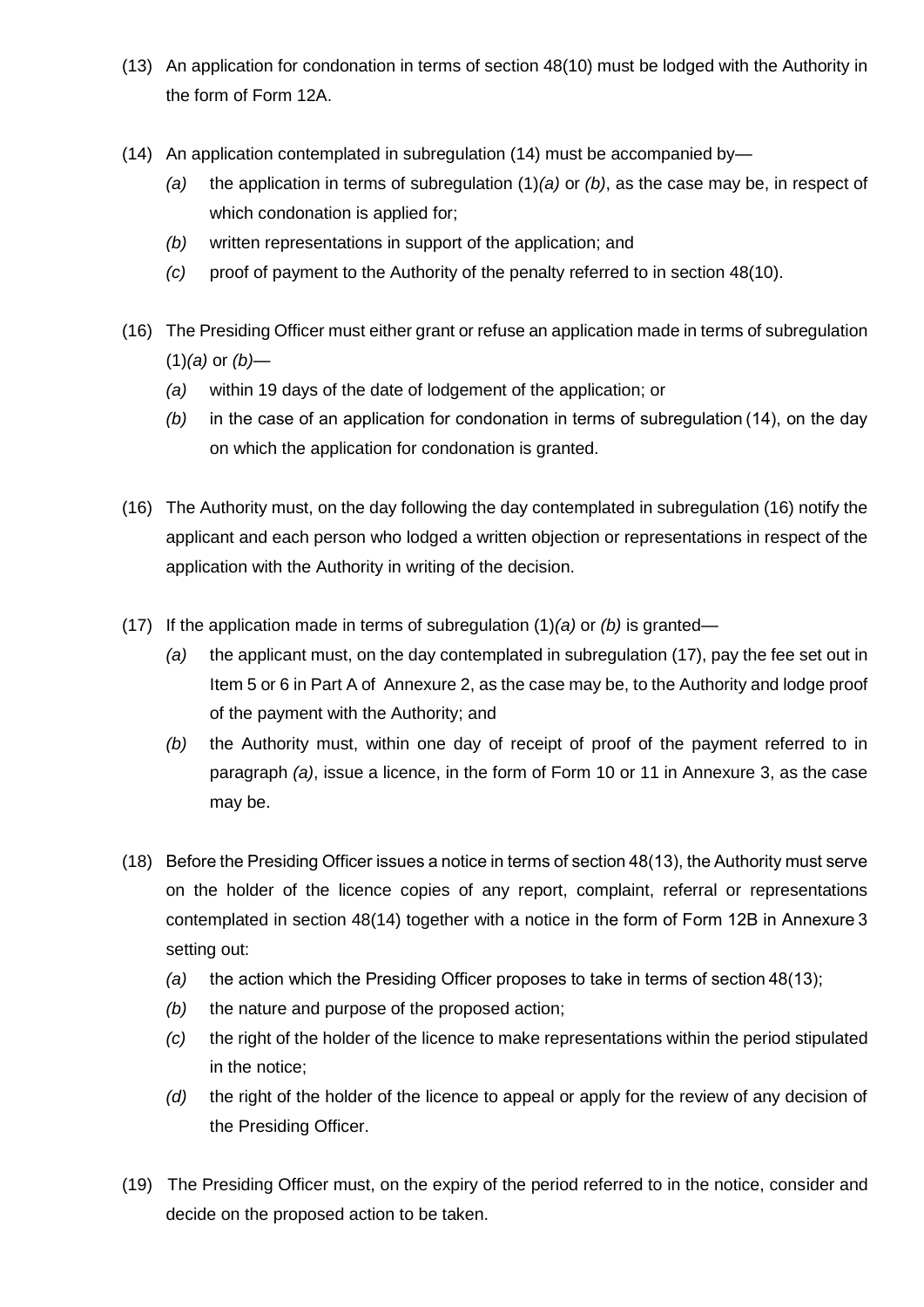(13) An application for condonation in terms of section 48(10) must be lodged with the Authority in the form of Form 12A.

(14) An application contemplated in subregulation (14) must be accompanied by—

*(a)* the application in terms of subregulation (1)*(a)* or *(b)*, as the case may be, in respect of which condonation is applied for;

*(b)* written representations in support of the application; and

*(c)* proof of payment to the Authority of the penalty referred to in section 48(10).

(16) The Presiding Officer must either grant or refuse an application made in terms of subregulation (1)*(a)* or *(b)*—

*(a)* within 19 days of the date of lodgement of the application; or

*(b)* in the case of an application for condonation in terms of subregulation (14), on the day on which the application for condonation is granted.

(16) The Authority must, on the day following the day contemplated in subregulation (16) notify the applicant and each person who lodged a written objection or representations in respect of the application with the Authority in writing of the decision.

(17) If the application made in terms of subregulation (1)*(a)* or *(b)* is granted—

*(a)* the applicant must, on the day contemplated in subregulation (17), pay the fee set out in Item 5 or 6 in Part A of Annexure 2, as the case may be, to the Authority and lodge proof of the payment with the Authority; and

*(b)* the Authority must, within one day of receipt of proof of the payment referred to in paragraph *(a)*, issue a licence, in the form of Form 10 or 11 in Annexure 3, as the case may be.

(18) Before the Presiding Officer issues a notice in terms of section 48(13), the Authority must serve on the holder of the licence copies of any report, complaint, referral or representations contemplated in section 48(14) together with a notice in the form of Form 12B in Annexure 3 setting out:

*(a)* the action which the Presiding Officer proposes to take in terms of section 48(13);

*(b)* the nature and purpose of the proposed action;

*(c)* the right of the holder of the licence to make representations within the period stipulated in the notice;

*(d)* the right of the holder of the licence to appeal or apply for the review of any decision of the Presiding Officer.

(19) The Presiding Officer must, on the expiry of the period referred to in the notice, consider and decide on the proposed action to be taken.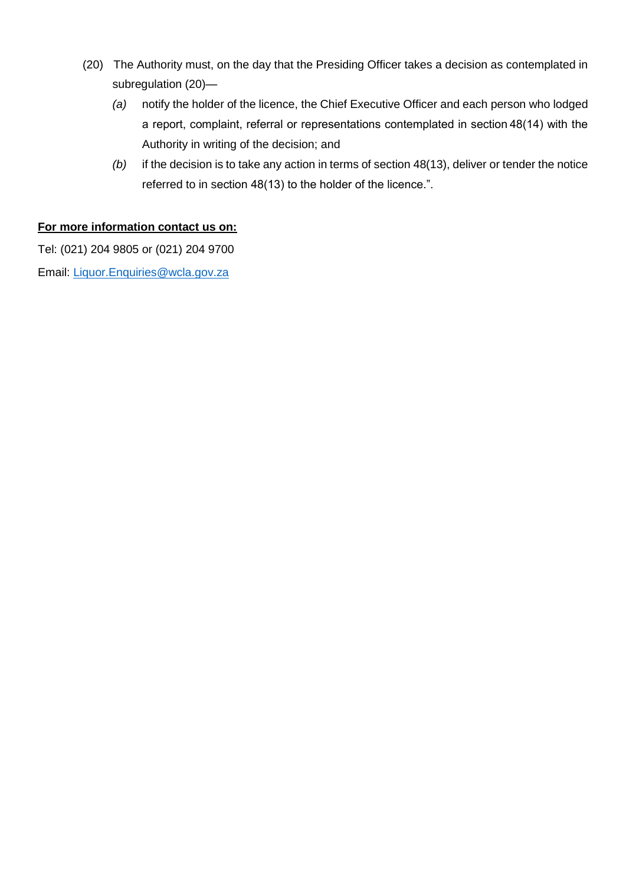(20) The Authority must, on the day that the Presiding Officer takes a decision as contemplated in subregulation (20)—

*(a)* notify the holder of the licence, the Chief Executive Officer and each person who lodged a report, complaint, referral or representations contemplated in section 48(14) with the Authority in writing of the decision; and

*(b)* if the decision is to take any action in terms of section 48(13), deliver or tender the notice referred to in section 48(13) to the holder of the licence.".

**For more information contact us on:**

Tel: (021) 204 9805 or (021) 204 9700

Email: Liquor.Enquiries@wcla.gov.za